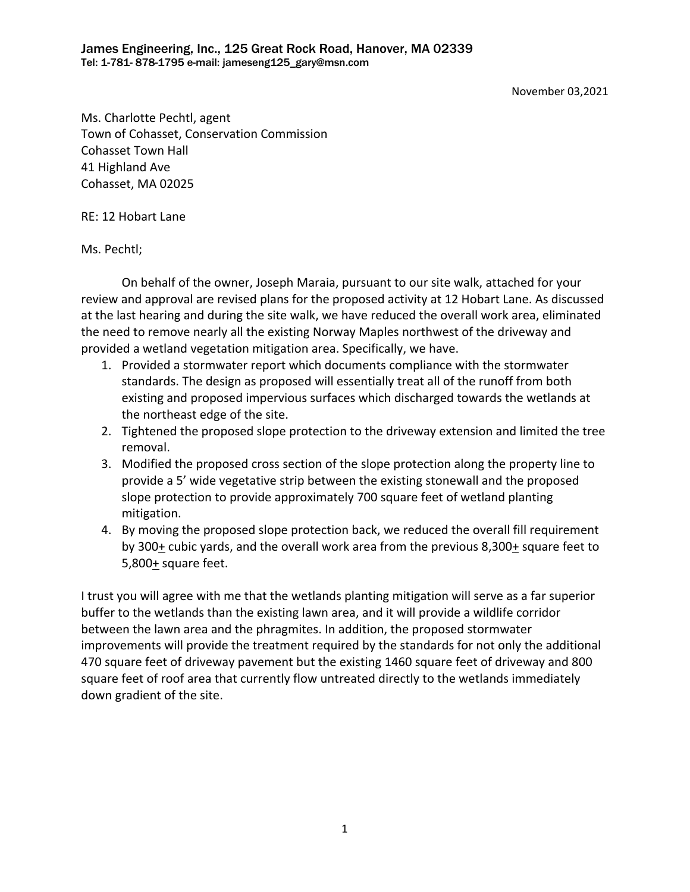James Engineering, Inc., 125 Great Rock Road, Hanover, MA 02339
Tel: 1-781- 878-1795 e-mail: jameseng125_gary@msn.com

November 03,2021

Ms. Charlotte Pechtl, agent
Town of Cohasset, Conservation Commission
Cohasset Town Hall
41 Highland Ave
Cohasset, MA 02025

RE: 12 Hobart Lane

Ms. Pechtl;

On behalf of the owner, Joseph Maraia, pursuant to our site walk, attached for your review and approval are revised plans for the proposed activity at 12 Hobart Lane. As discussed at the last hearing and during the site walk, we have reduced the overall work area, eliminated the need to remove nearly all the existing Norway Maples northwest of the driveway and provided a wetland vegetation mitigation area. Specifically, we have.

1. Provided a stormwater report which documents compliance with the stormwater standards. The design as proposed will essentially treat all of the runoff from both existing and proposed impervious surfaces which discharged towards the wetlands at the northeast edge of the site.
2. Tightened the proposed slope protection to the driveway extension and limited the tree removal.
3. Modified the proposed cross section of the slope protection along the property line to provide a 5' wide vegetative strip between the existing stonewall and the proposed slope protection to provide approximately 700 square feet of wetland planting mitigation.
4. By moving the proposed slope protection back, we reduced the overall fill requirement by 300± cubic yards, and the overall work area from the previous 8,300± square feet to 5,800± square feet.

I trust you will agree with me that the wetlands planting mitigation will serve as a far superior buffer to the wetlands than the existing lawn area, and it will provide a wildlife corridor between the lawn area and the phragmites. In addition, the proposed stormwater improvements will provide the treatment required by the standards for not only the additional 470 square feet of driveway pavement but the existing 1460 square feet of driveway and 800 square feet of roof area that currently flow untreated directly to the wetlands immediately down gradient of the site.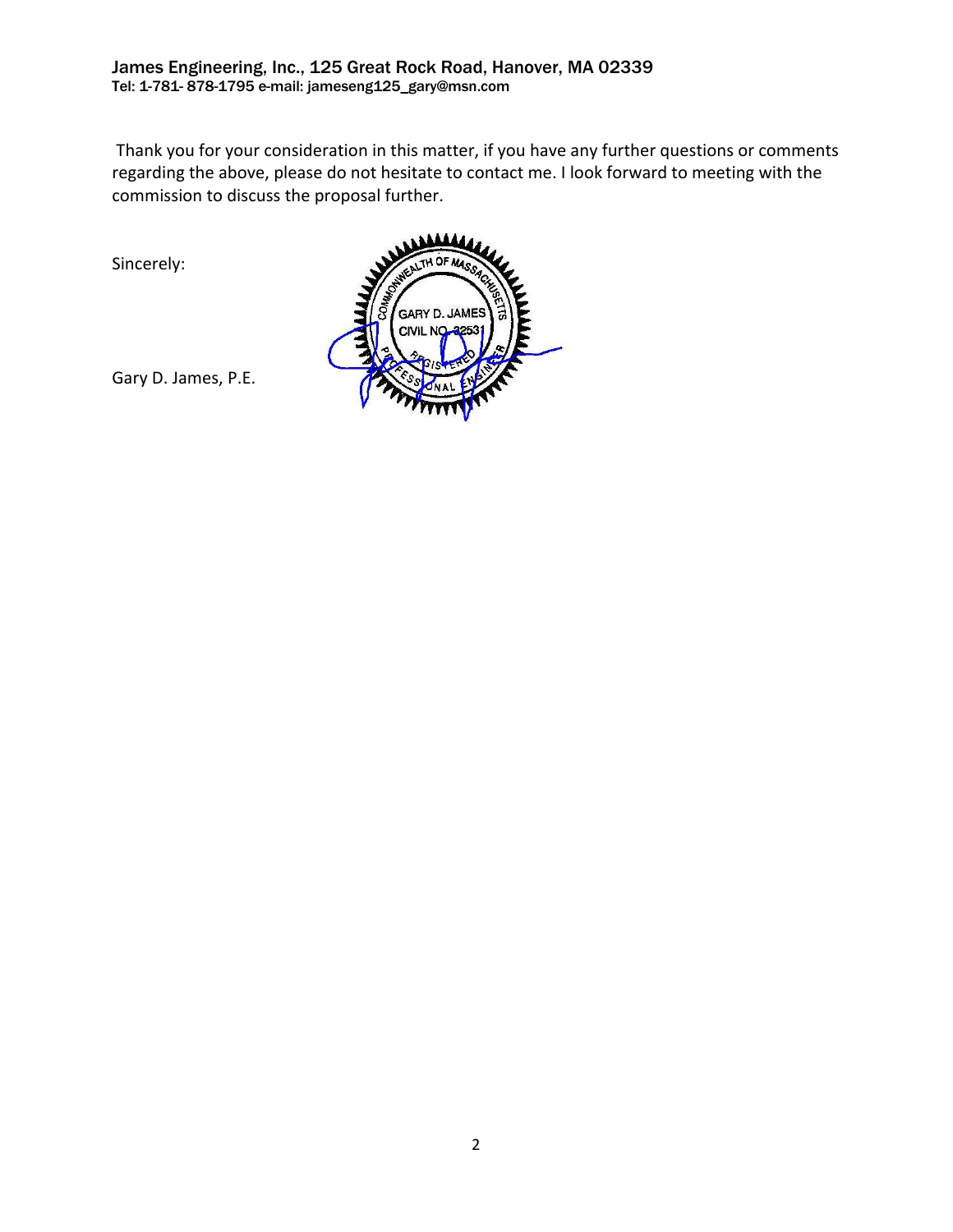James Engineering, Inc., 125 Great Rock Road, Hanover, MA 02339
Tel: 1-781- 878-1795 e-mail: jameseng125_gary@msn.com

Thank you for your consideration in this matter, if you have any further questions or comments regarding the above, please do not hesitate to contact me. I look forward to meeting with the commission to discuss the proposal further.

Sincerely:

COMMONWEALTH OF MASSACHUSETTS
GARY D. JAMES
CIVIL NO. 32531
REGISTERED
PROFESSIONAL ENGINEER

Gary D. James, P.E.